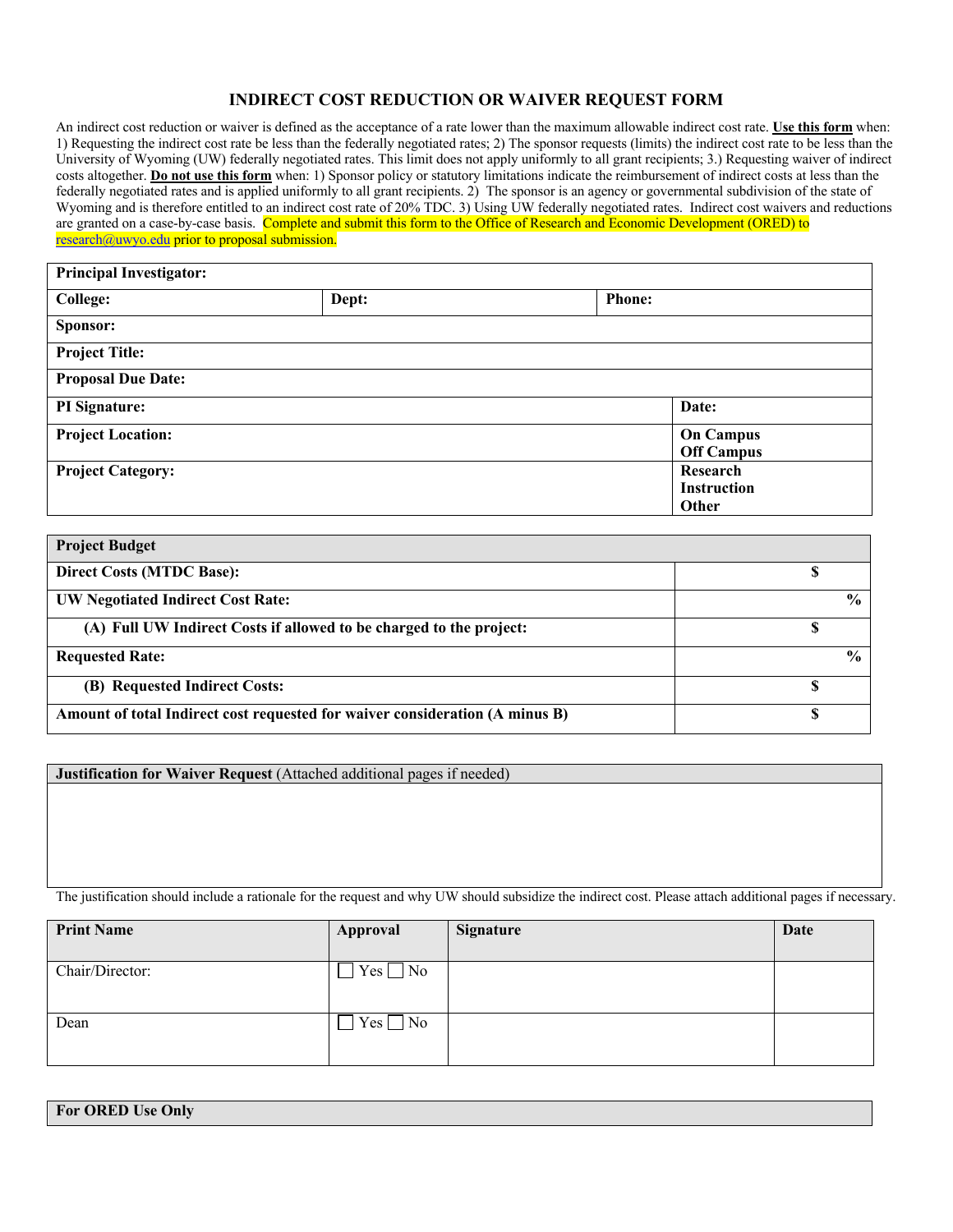# INDIRECT COST REDUCTION OR WAIVER REQUEST FORM

An indirect cost reduction or waiver is defined as the acceptance of a rate lower than the maximum allowable indirect cost rate. **Use this form** when: 1) Requesting the indirect cost rate be less than the federally negotiated rates; 2) The sponsor requests (limits) the indirect cost rate to be less than the University of Wyoming (UW) federally negotiated rates. This limit does not apply uniformly to all grant recipients; 3.) Requesting waiver of indirect costs altogether. **Do not use this form** when: 1) Sponsor policy or statutory limitations indicate the reimbursement of indirect costs at less than the federally negotiated rates and is applied uniformly to all grant recipients. 2) The sponsor is an agency or governmental subdivision of the state of Wyoming and is therefore entitled to an indirect cost rate of 20% TDC. 3) Using UW federally negotiated rates. Indirect cost waivers and reductions are granted on a case-by-case basis. Complete and submit this form to the Office of Research and Economic Development (ORED) to research@uwyo.edu prior to proposal submission.

| | | |
|---|---|---|
| **Principal Investigator:** | | |
| **College:** | **Dept:** | **Phone:** |
| **Sponsor:** | | |
| **Project Title:** | | |
| **Proposal Due Date:** | | |
| **PI Signature:** | | **Date:** |
| **Project Location:** | | **On Campus**<br>**Off Campus** |
| **Project Category:** | | **Research**<br>**Instruction**<br>**Other** |

| **Project Budget** | |
|---|---|
| **Direct Costs (MTDC Base):** | **$** |
| **UW Negotiated Indirect Cost Rate:** | **%** |
| **(A) Full UW Indirect Costs if allowed to be charged to the project:** | **$** |
| **Requested Rate:** | **%** |
| **(B) Requested Indirect Costs:** | **$** |
| **Amount of total Indirect cost requested for waiver consideration (A minus B)** | **$** |

| **Justification for Waiver Request** (Attached additional pages if needed) |
|---|
| |

The justification should include a rationale for the request and why UW should subsidize the indirect cost. Please attach additional pages if necessary.

| **Print Name** | **Approval** | **Signature** | **Date** |
|---|---|---|---|
| Chair/Director: | ☐ Yes ☐ No | | |
| Dean | ☐ Yes ☐ No | | |

| **For ORED Use Only** |
|---|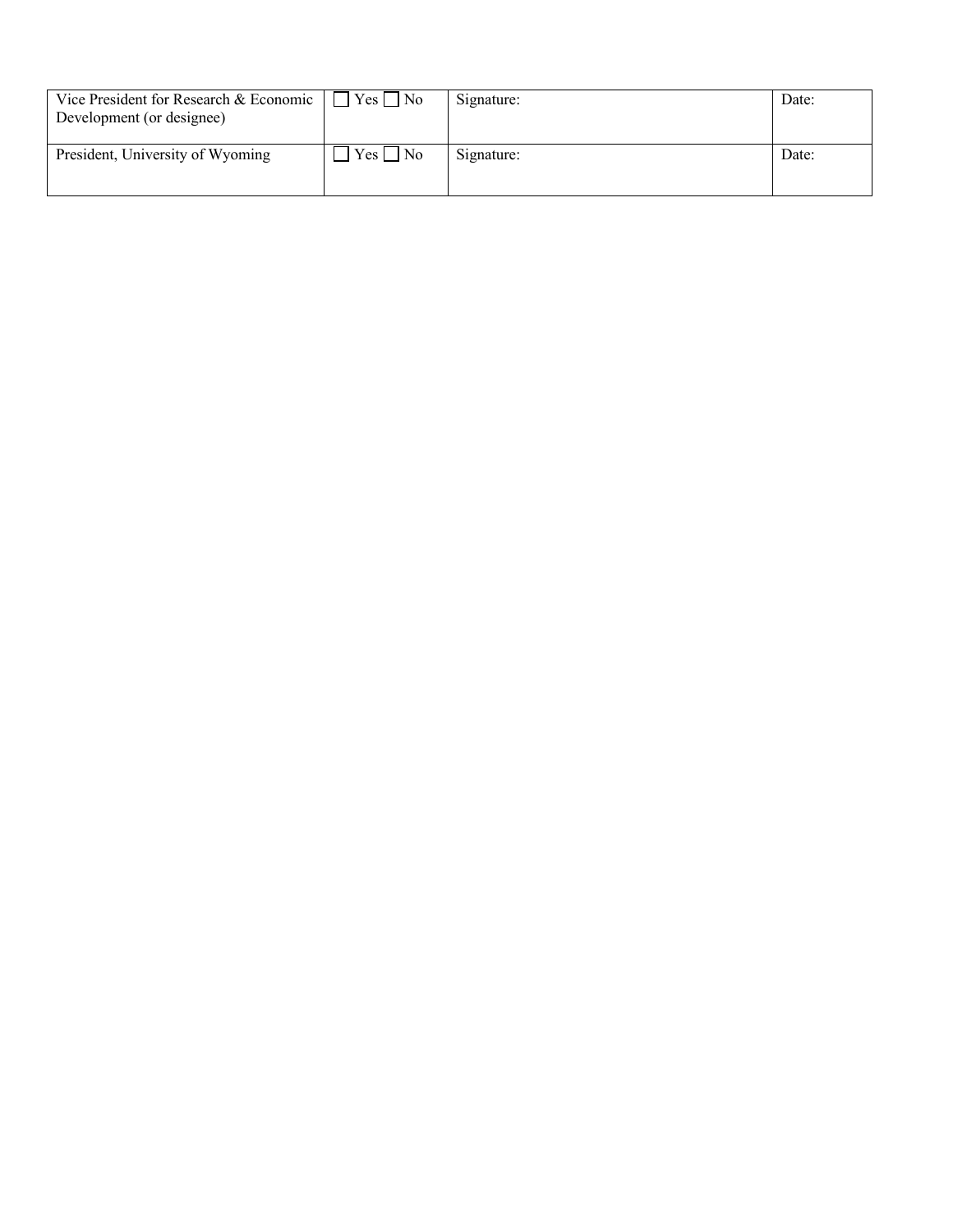| | | | |
|---|---|---|---|
| Vice President for Research & Economic Development (or designee) | ☐ Yes ☐ No | Signature: | Date: |
| President, University of Wyoming | ☐ Yes ☐ No | Signature: | Date: |